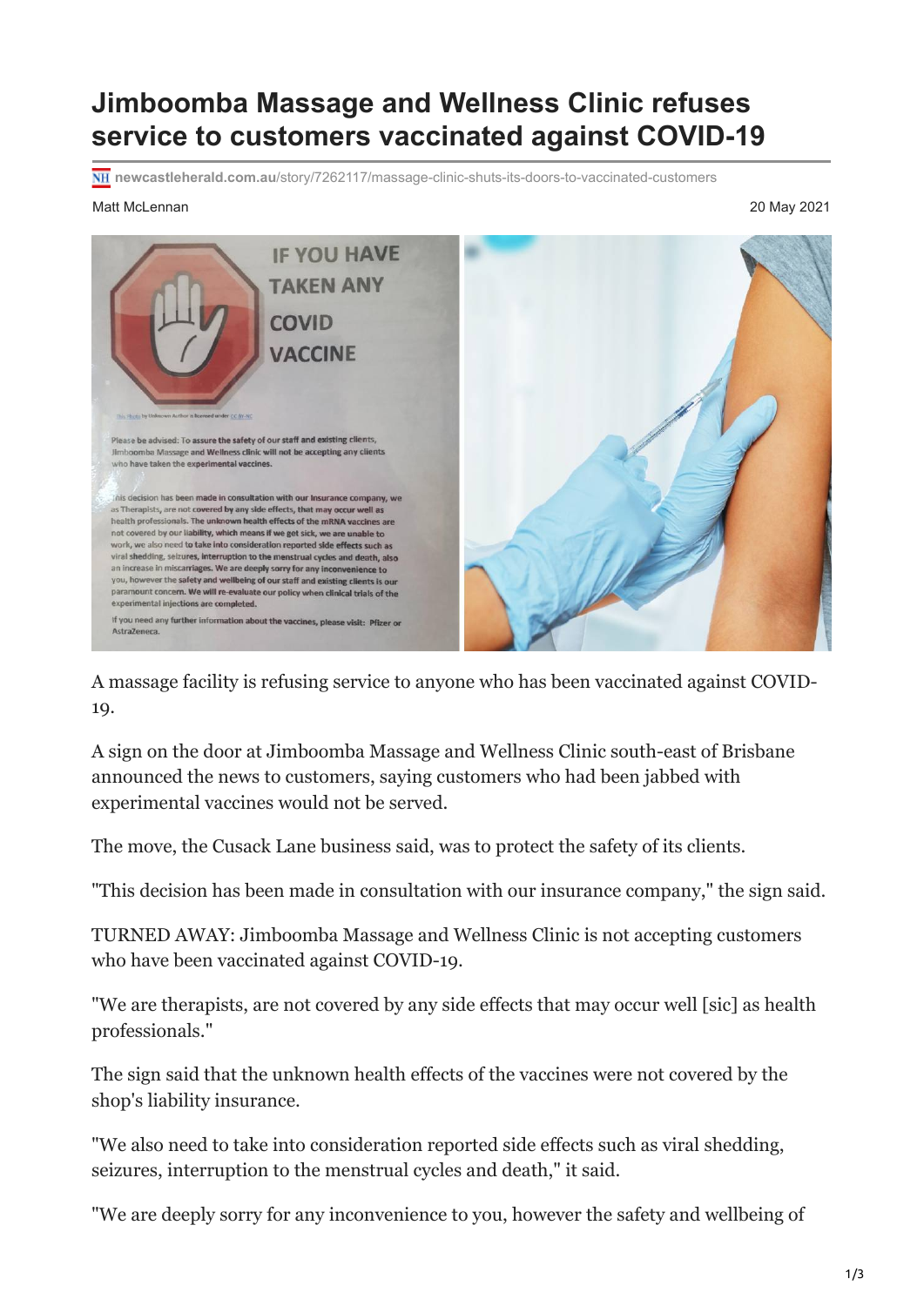# Jimboomba Massage and Wellness Clinic refuses service to customers vaccinated against COVID-19

newcastleherald.com.au/story/7262117/massage-clinic-shuts-its-doors-to-vaccinated-customers

Matt McLennan

20 May 2021

A massage facility is refusing service to anyone who has been vaccinated against COVID-19.

A sign on the door at Jimboomba Massage and Wellness Clinic south-east of Brisbane announced the news to customers, saying customers who had been jabbed with experimental vaccines would not be served.

The move, the Cusack Lane business said, was to protect the safety of its clients.

"This decision has been made in consultation with our insurance company," the sign said.

TURNED AWAY: Jimboomba Massage and Wellness Clinic is not accepting customers who have been vaccinated against COVID-19.

"We are therapists, are not covered by any side effects that may occur well [sic] as health professionals."

The sign said that the unknown health effects of the vaccines were not covered by the shop's liability insurance.

"We also need to take into consideration reported side effects such as viral shedding, seizures, interruption to the menstrual cycles and death," it said.

"We are deeply sorry for any inconvenience to you, however the safety and wellbeing of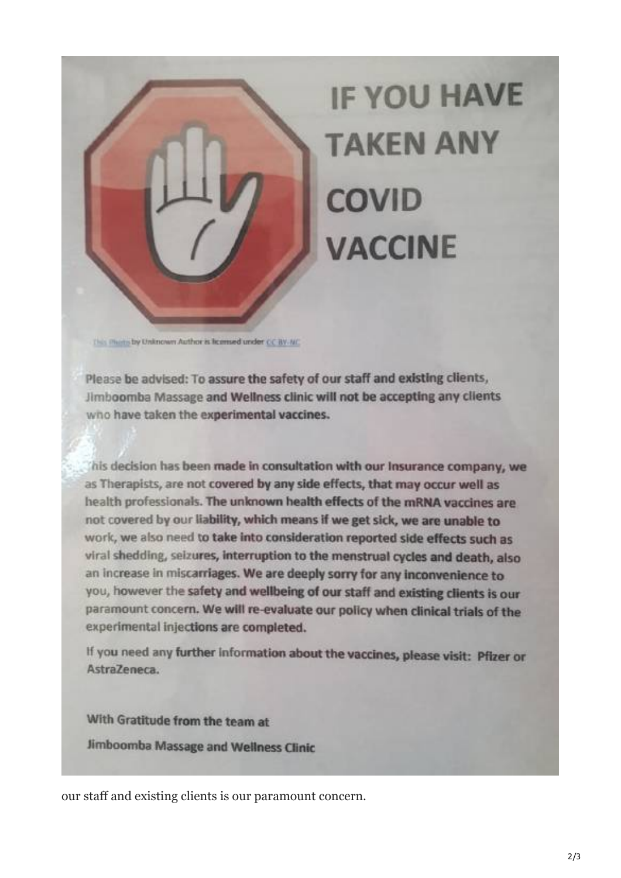# IF YOU HAVE TAKEN ANY COVID VACCINE

This Photo by Unknown Author is licensed under CC BY-NC

Please be advised: To assure the safety of our staff and existing clients, Jimboomba Massage and Wellness clinic will not be accepting any clients who have taken the experimental vaccines.

This decision has been made in consultation with our Insurance company, we as Therapists, are not covered by any side effects, that may occur well as health professionals. The unknown health effects of the mRNA vaccines are not covered by our liability, which means if we get sick, we are unable to work, we also need to take into consideration reported side effects such as viral shedding, seizures, interruption to the menstrual cycles and death, also an increase in miscarriages. We are deeply sorry for any inconvenience to you, however the safety and wellbeing of our staff and existing clients is our paramount concern. We will re-evaluate our policy when clinical trials of the experimental injections are completed.

If you need any further information about the vaccines, please visit: Pfizer or AstraZeneca.

With Gratitude from the team at

Jimboomba Massage and Wellness Clinic

our staff and existing clients is our paramount concern.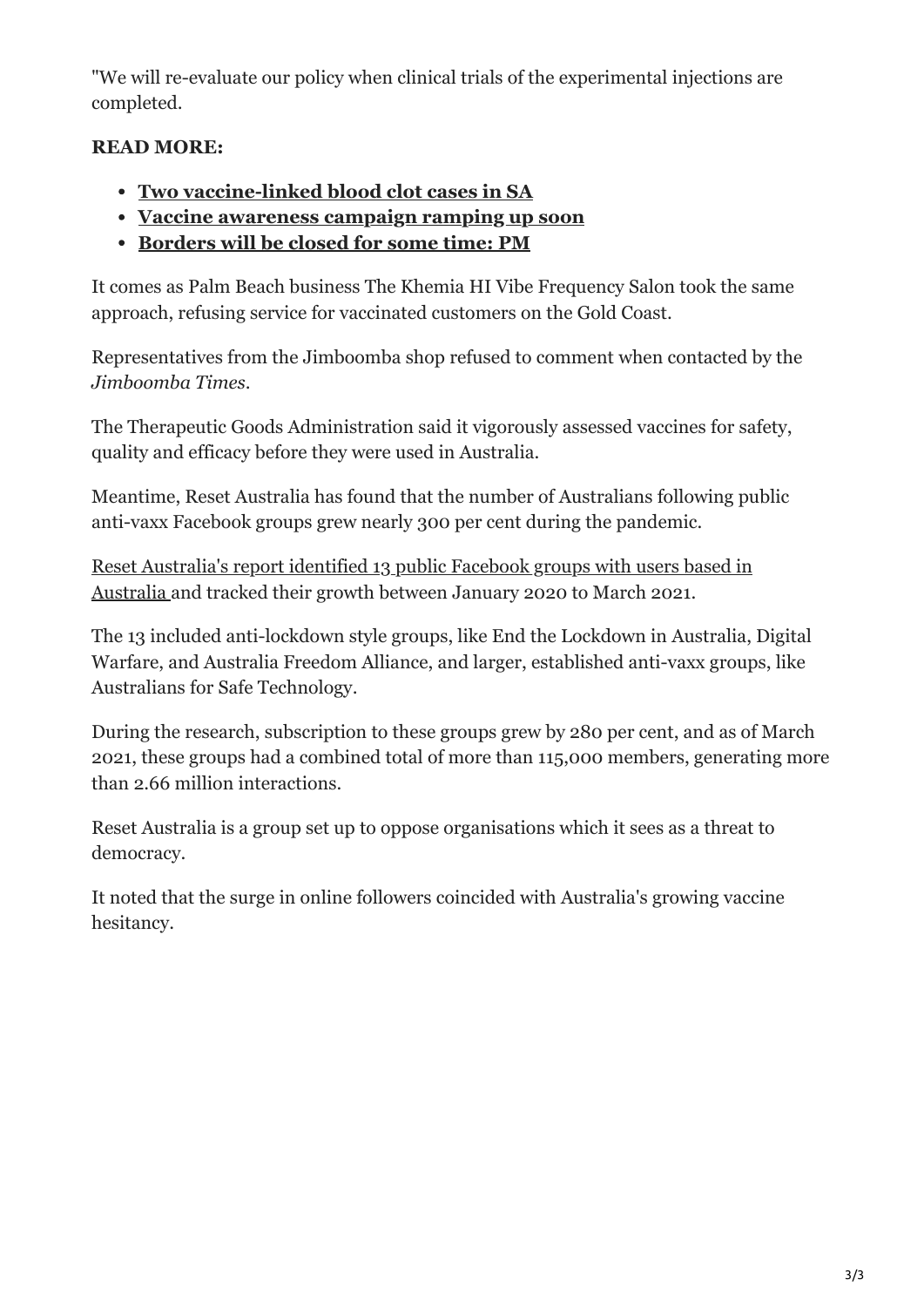"We will re-evaluate our policy when clinical trials of the experimental injections are completed.

**READ MORE:**

- **Two vaccine-linked blood clot cases in SA**
- **Vaccine awareness campaign ramping up soon**
- **Borders will be closed for some time: PM**

It comes as Palm Beach business The Khemia HI Vibe Frequency Salon took the same approach, refusing service for vaccinated customers on the Gold Coast.

Representatives from the Jimboomba shop refused to comment when contacted by the *Jimboomba Times*.

The Therapeutic Goods Administration said it vigorously assessed vaccines for safety, quality and efficacy before they were used in Australia.

Meantime, Reset Australia has found that the number of Australians following public anti-vaxx Facebook groups grew nearly 300 per cent during the pandemic.

Reset Australia's report identified 13 public Facebook groups with users based in Australia and tracked their growth between January 2020 to March 2021.

The 13 included anti-lockdown style groups, like End the Lockdown in Australia, Digital Warfare, and Australia Freedom Alliance, and larger, established anti-vaxx groups, like Australians for Safe Technology.

During the research, subscription to these groups grew by 280 per cent, and as of March 2021, these groups had a combined total of more than 115,000 members, generating more than 2.66 million interactions.

Reset Australia is a group set up to oppose organisations which it sees as a threat to democracy.

It noted that the surge in online followers coincided with Australia's growing vaccine hesitancy.